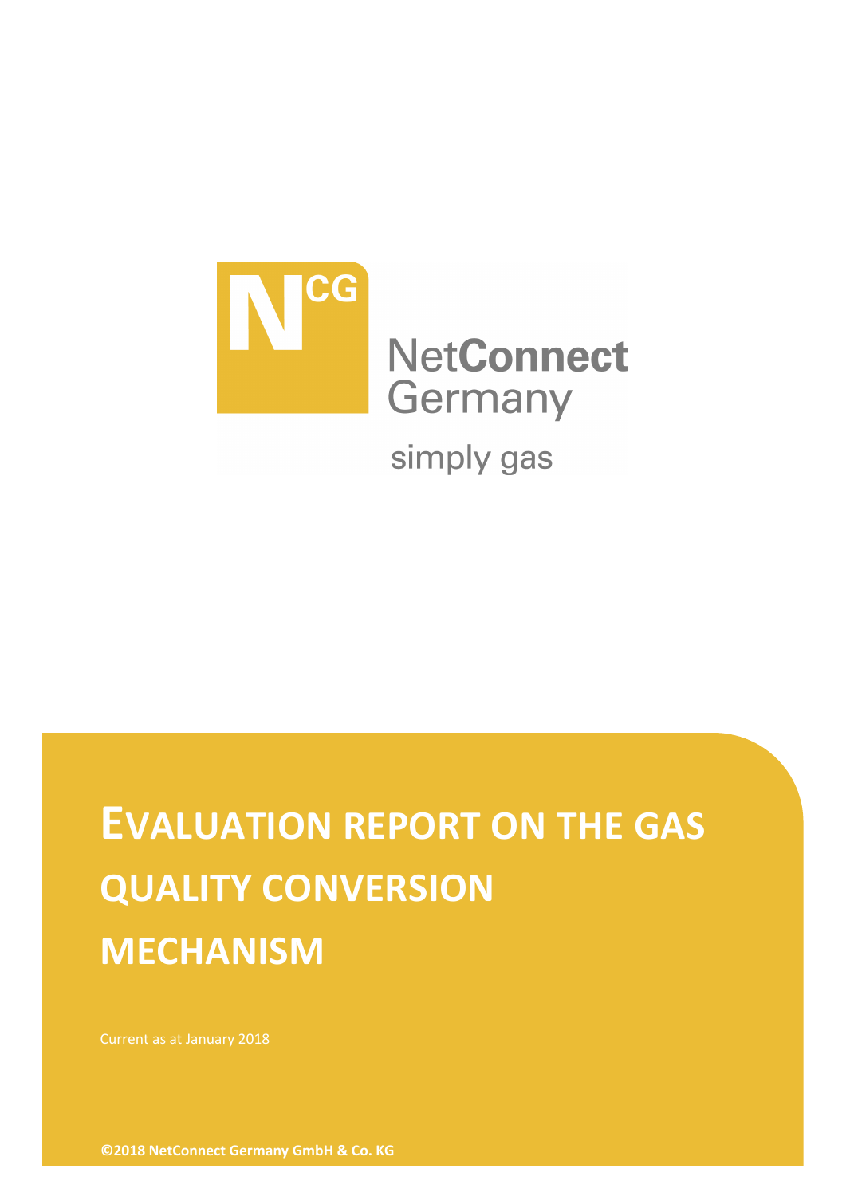NetConnect Germany

simply gas

# EVALUATION REPORT ON THE GAS QUALITY CONVERSION MECHANISM

Current as at January 2018

**©2018 NetConnect Germany GmbH & Co. KG**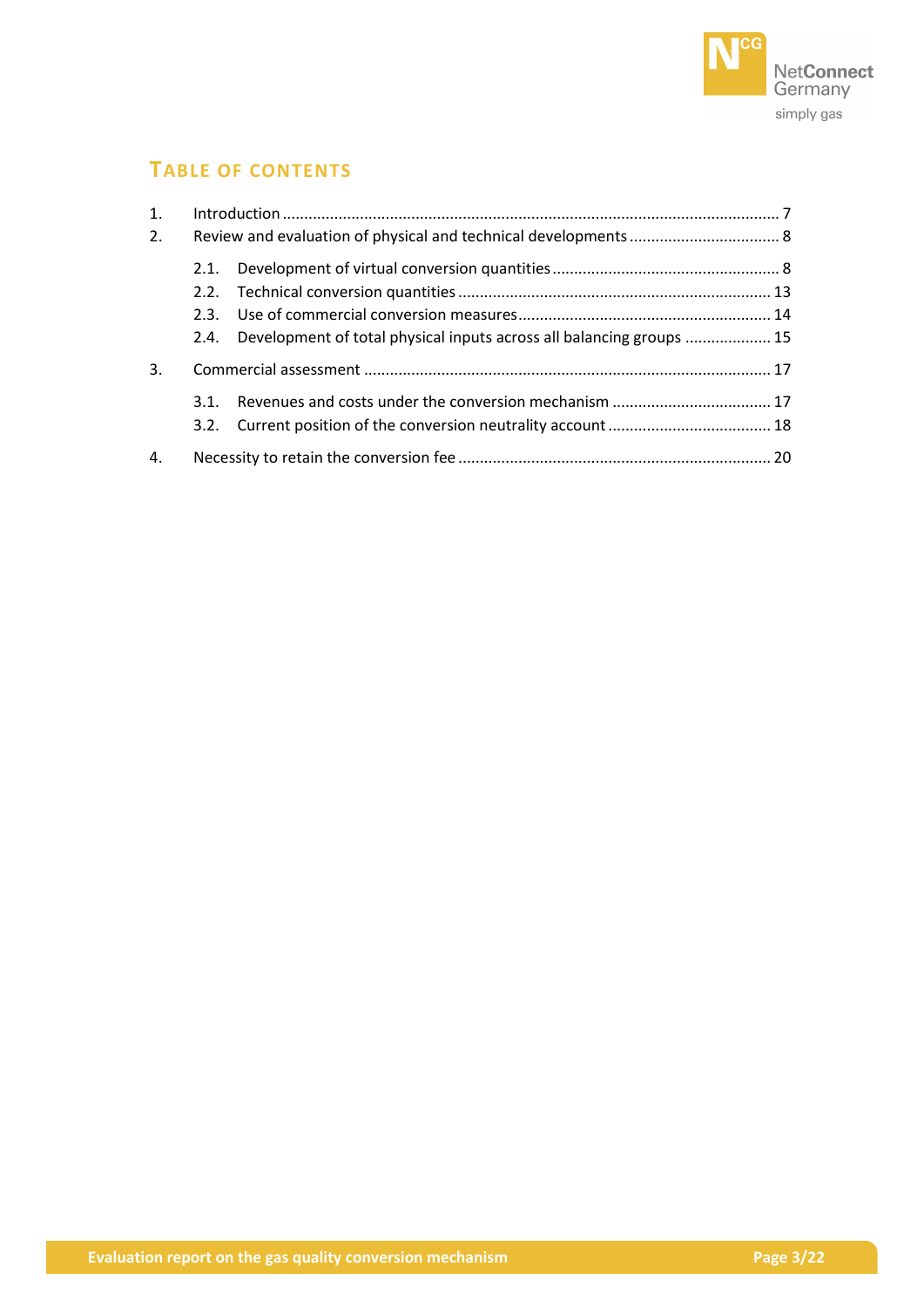## TABLE OF CONTENTS

1. Introduction ........ 7
2. Review and evaluation of physical and technical developments ........ 8
   - 2.1. Development of virtual conversion quantities ........ 8
   - 2.2. Technical conversion quantities ........ 13
   - 2.3. Use of commercial conversion measures ........ 14
   - 2.4. Development of total physical inputs across all balancing groups ........ 15
3. Commercial assessment ........ 17
   - 3.1. Revenues and costs under the conversion mechanism ........ 17
   - 3.2. Current position of the conversion neutrality account ........ 18
4. Necessity to retain the conversion fee ........ 20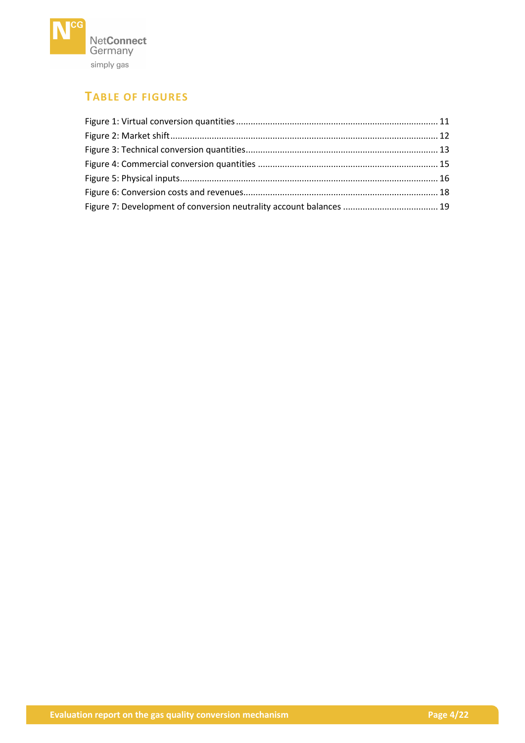## TABLE OF FIGURES

Figure 1: Virtual conversion quantities .......... 11
Figure 2: Market shift .......... 12
Figure 3: Technical conversion quantities .......... 13
Figure 4: Commercial conversion quantities .......... 15
Figure 5: Physical inputs .......... 16
Figure 6: Conversion costs and revenues .......... 18
Figure 7: Development of conversion neutrality account balances .......... 19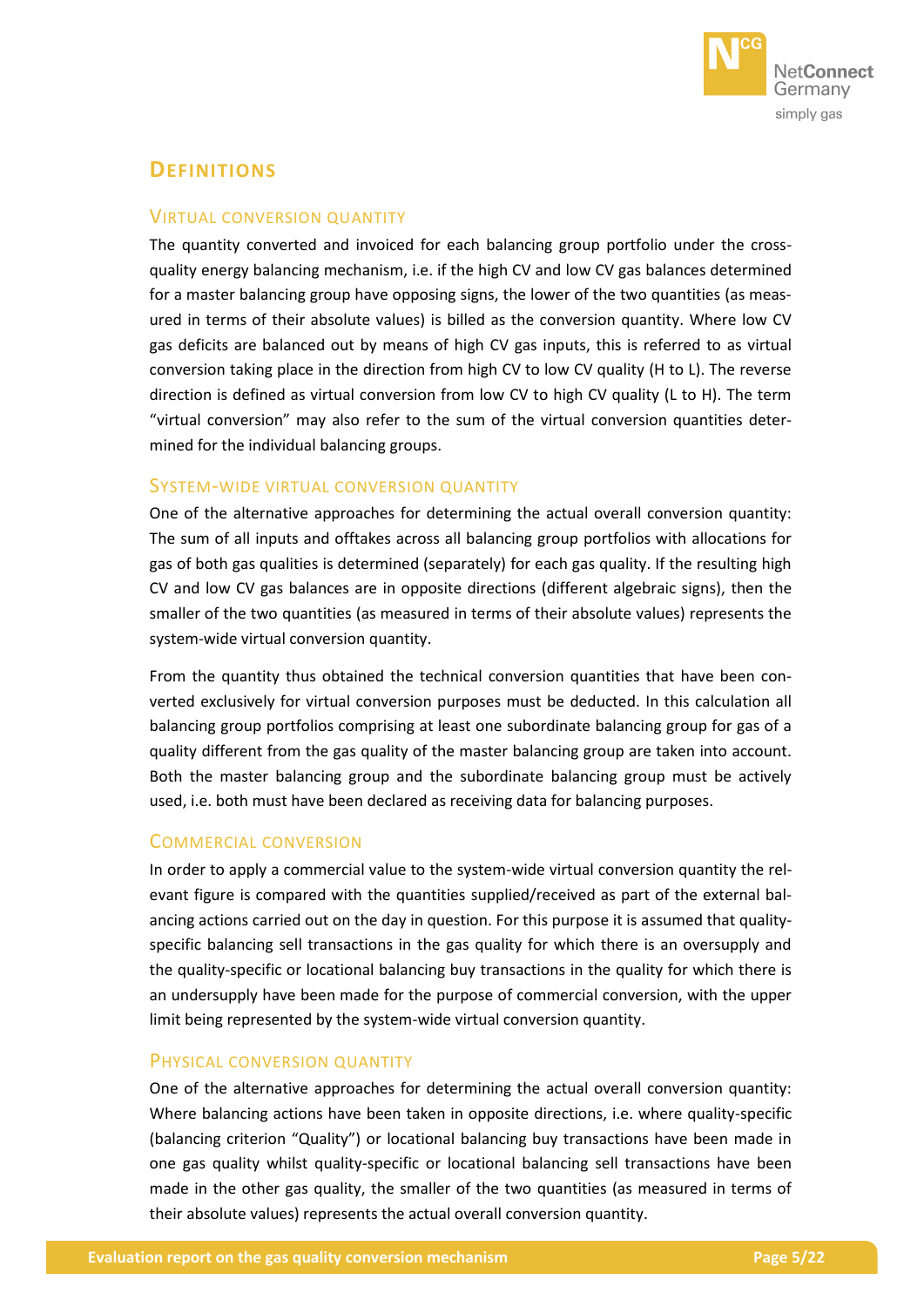# Definitions

## Virtual conversion quantity

The quantity converted and invoiced for each balancing group portfolio under the cross-quality energy balancing mechanism, i.e. if the high CV and low CV gas balances determined for a master balancing group have opposing signs, the lower of the two quantities (as measured in terms of their absolute values) is billed as the conversion quantity. Where low CV gas deficits are balanced out by means of high CV gas inputs, this is referred to as virtual conversion taking place in the direction from high CV to low CV quality (H to L). The reverse direction is defined as virtual conversion from low CV to high CV quality (L to H). The term "virtual conversion" may also refer to the sum of the virtual conversion quantities determined for the individual balancing groups.

## System-wide virtual conversion quantity

One of the alternative approaches for determining the actual overall conversion quantity: The sum of all inputs and offtakes across all balancing group portfolios with allocations for gas of both gas qualities is determined (separately) for each gas quality. If the resulting high CV and low CV gas balances are in opposite directions (different algebraic signs), then the smaller of the two quantities (as measured in terms of their absolute values) represents the system-wide virtual conversion quantity.

From the quantity thus obtained the technical conversion quantities that have been converted exclusively for virtual conversion purposes must be deducted. In this calculation all balancing group portfolios comprising at least one subordinate balancing group for gas of a quality different from the gas quality of the master balancing group are taken into account. Both the master balancing group and the subordinate balancing group must be actively used, i.e. both must have been declared as receiving data for balancing purposes.

## Commercial conversion

In order to apply a commercial value to the system-wide virtual conversion quantity the relevant figure is compared with the quantities supplied/received as part of the external balancing actions carried out on the day in question. For this purpose it is assumed that quality-specific balancing sell transactions in the gas quality for which there is an oversupply and the quality-specific or locational balancing buy transactions in the quality for which there is an undersupply have been made for the purpose of commercial conversion, with the upper limit being represented by the system-wide virtual conversion quantity.

## Physical conversion quantity

One of the alternative approaches for determining the actual overall conversion quantity: Where balancing actions have been taken in opposite directions, i.e. where quality-specific (balancing criterion "Quality") or locational balancing buy transactions have been made in one gas quality whilst quality-specific or locational balancing sell transactions have been made in the other gas quality, the smaller of the two quantities (as measured in terms of their absolute values) represents the actual overall conversion quantity.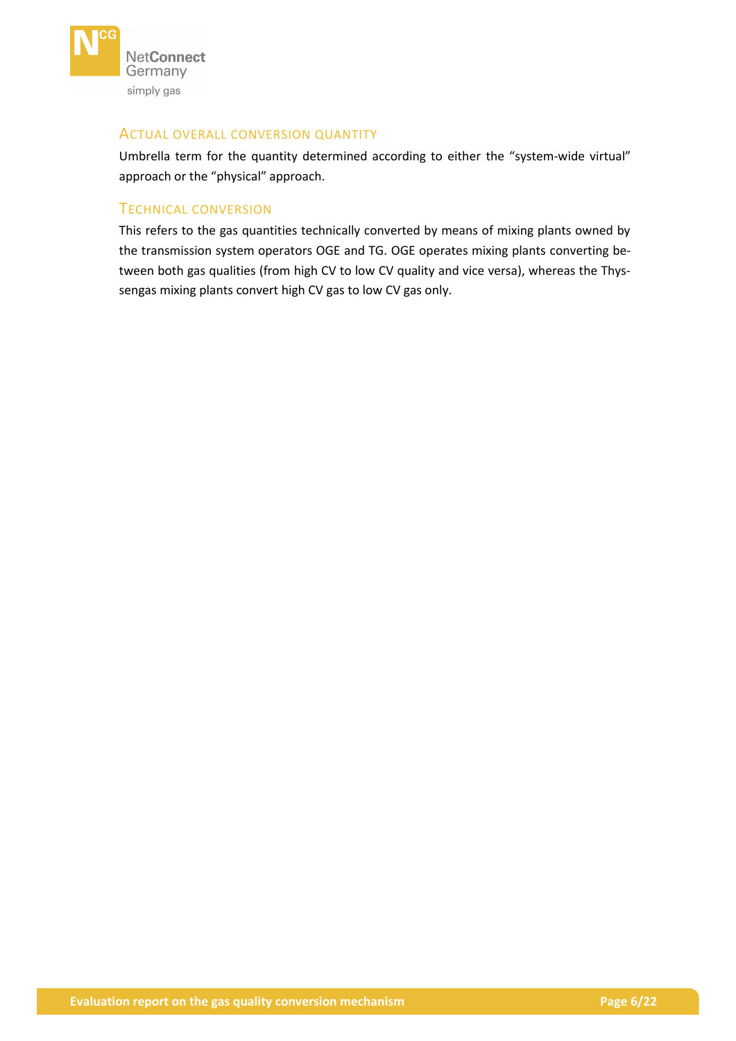### Actual overall conversion quantity

Umbrella term for the quantity determined according to either the "system-wide virtual" approach or the "physical" approach.

### Technical conversion

This refers to the gas quantities technically converted by means of mixing plants owned by the transmission system operators OGE and TG. OGE operates mixing plants converting between both gas qualities (from high CV to low CV quality and vice versa), whereas the Thyssengas mixing plants convert high CV gas to low CV gas only.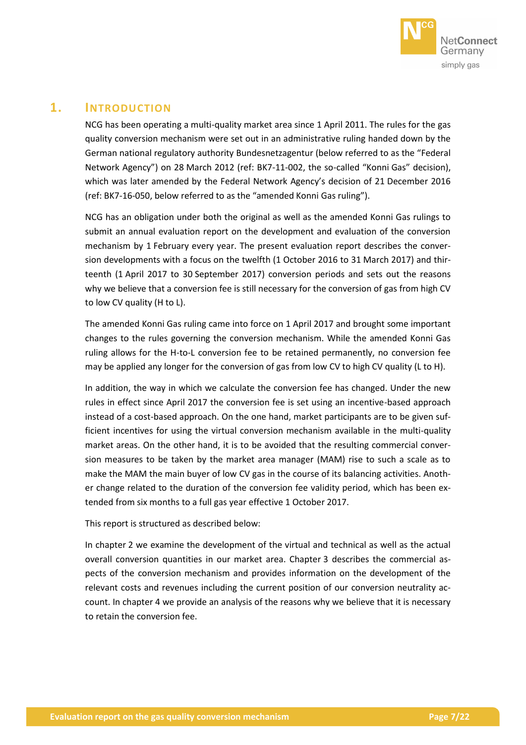# 1. Introduction

NCG has been operating a multi-quality market area since 1 April 2011. The rules for the gas quality conversion mechanism were set out in an administrative ruling handed down by the German national regulatory authority Bundesnetzagentur (below referred to as the "Federal Network Agency") on 28 March 2012 (ref: BK7-11-002, the so-called "Konni Gas" decision), which was later amended by the Federal Network Agency's decision of 21 December 2016 (ref: BK7-16-050, below referred to as the "amended Konni Gas ruling").

NCG has an obligation under both the original as well as the amended Konni Gas rulings to submit an annual evaluation report on the development and evaluation of the conversion mechanism by 1 February every year. The present evaluation report describes the conversion developments with a focus on the twelfth (1 October 2016 to 31 March 2017) and thirteenth (1 April 2017 to 30 September 2017) conversion periods and sets out the reasons why we believe that a conversion fee is still necessary for the conversion of gas from high CV to low CV quality (H to L).

The amended Konni Gas ruling came into force on 1 April 2017 and brought some important changes to the rules governing the conversion mechanism. While the amended Konni Gas ruling allows for the H-to-L conversion fee to be retained permanently, no conversion fee may be applied any longer for the conversion of gas from low CV to high CV quality (L to H).

In addition, the way in which we calculate the conversion fee has changed. Under the new rules in effect since April 2017 the conversion fee is set using an incentive-based approach instead of a cost-based approach. On the one hand, market participants are to be given sufficient incentives for using the virtual conversion mechanism available in the multi-quality market areas. On the other hand, it is to be avoided that the resulting commercial conversion measures to be taken by the market area manager (MAM) rise to such a scale as to make the MAM the main buyer of low CV gas in the course of its balancing activities. Another change related to the duration of the conversion fee validity period, which has been extended from six months to a full gas year effective 1 October 2017.

This report is structured as described below:

In chapter 2 we examine the development of the virtual and technical as well as the actual overall conversion quantities in our market area. Chapter 3 describes the commercial aspects of the conversion mechanism and provides information on the development of the relevant costs and revenues including the current position of our conversion neutrality account. In chapter 4 we provide an analysis of the reasons why we believe that it is necessary to retain the conversion fee.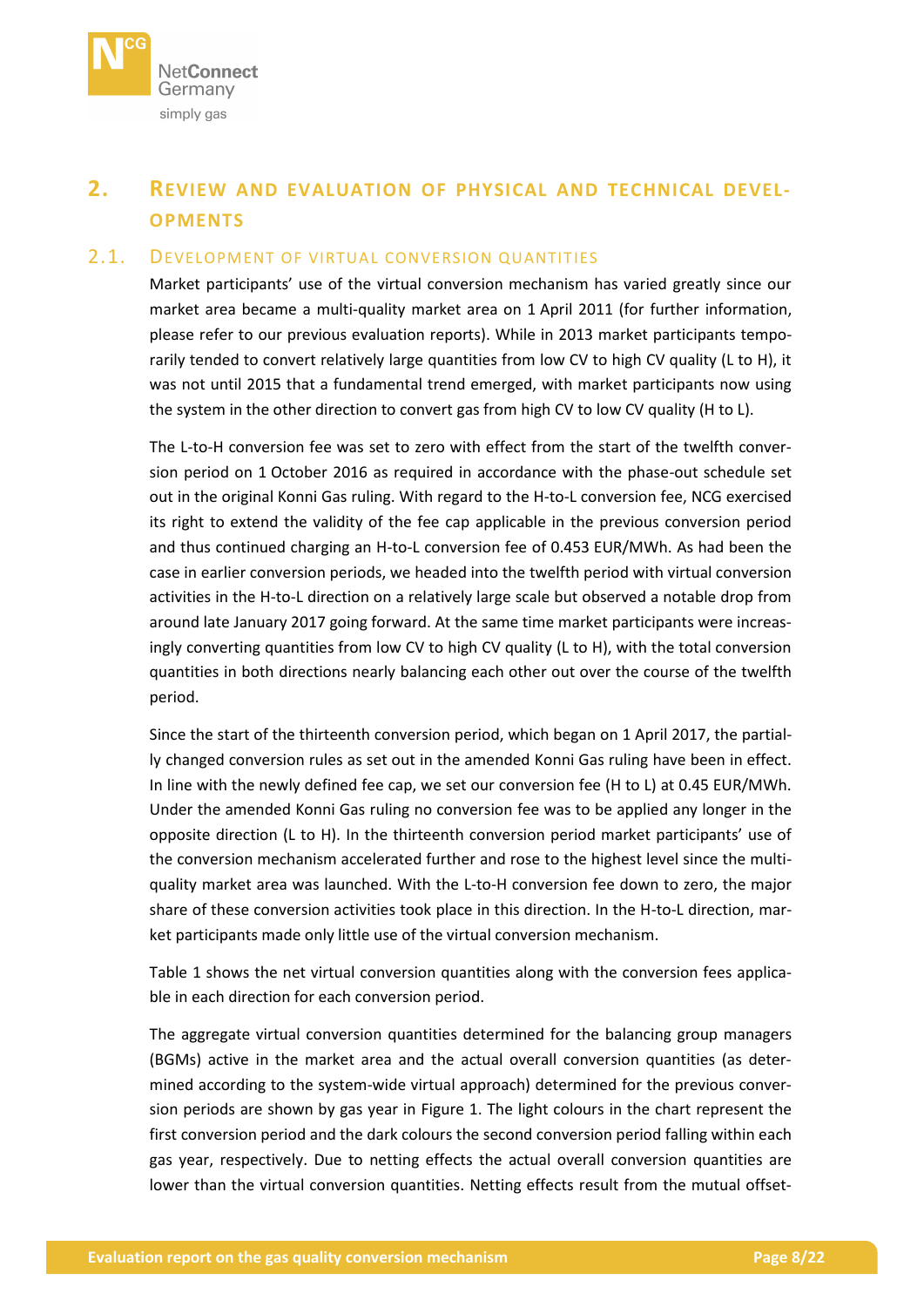## 2. Review and evaluation of physical and technical developments

### 2.1. Development of virtual conversion quantities

Market participants' use of the virtual conversion mechanism has varied greatly since our market area became a multi-quality market area on 1 April 2011 (for further information, please refer to our previous evaluation reports). While in 2013 market participants temporarily tended to convert relatively large quantities from low CV to high CV quality (L to H), it was not until 2015 that a fundamental trend emerged, with market participants now using the system in the other direction to convert gas from high CV to low CV quality (H to L).

The L-to-H conversion fee was set to zero with effect from the start of the twelfth conversion period on 1 October 2016 as required in accordance with the phase-out schedule set out in the original Konni Gas ruling. With regard to the H-to-L conversion fee, NCG exercised its right to extend the validity of the fee cap applicable in the previous conversion period and thus continued charging an H-to-L conversion fee of 0.453 EUR/MWh. As had been the case in earlier conversion periods, we headed into the twelfth period with virtual conversion activities in the H-to-L direction on a relatively large scale but observed a notable drop from around late January 2017 going forward. At the same time market participants were increasingly converting quantities from low CV to high CV quality (L to H), with the total conversion quantities in both directions nearly balancing each other out over the course of the twelfth period.

Since the start of the thirteenth conversion period, which began on 1 April 2017, the partially changed conversion rules as set out in the amended Konni Gas ruling have been in effect. In line with the newly defined fee cap, we set our conversion fee (H to L) at 0.45 EUR/MWh. Under the amended Konni Gas ruling no conversion fee was to be applied any longer in the opposite direction (L to H). In the thirteenth conversion period market participants' use of the conversion mechanism accelerated further and rose to the highest level since the multi-quality market area was launched. With the L-to-H conversion fee down to zero, the major share of these conversion activities took place in this direction. In the H-to-L direction, market participants made only little use of the virtual conversion mechanism.

Table 1 shows the net virtual conversion quantities along with the conversion fees applicable in each direction for each conversion period.

The aggregate virtual conversion quantities determined for the balancing group managers (BGMs) active in the market area and the actual overall conversion quantities (as determined according to the system-wide virtual approach) determined for the previous conversion periods are shown by gas year in Figure 1. The light colours in the chart represent the first conversion period and the dark colours the second conversion period falling within each gas year, respectively. Due to netting effects the actual overall conversion quantities are lower than the virtual conversion quantities. Netting effects result from the mutual offset-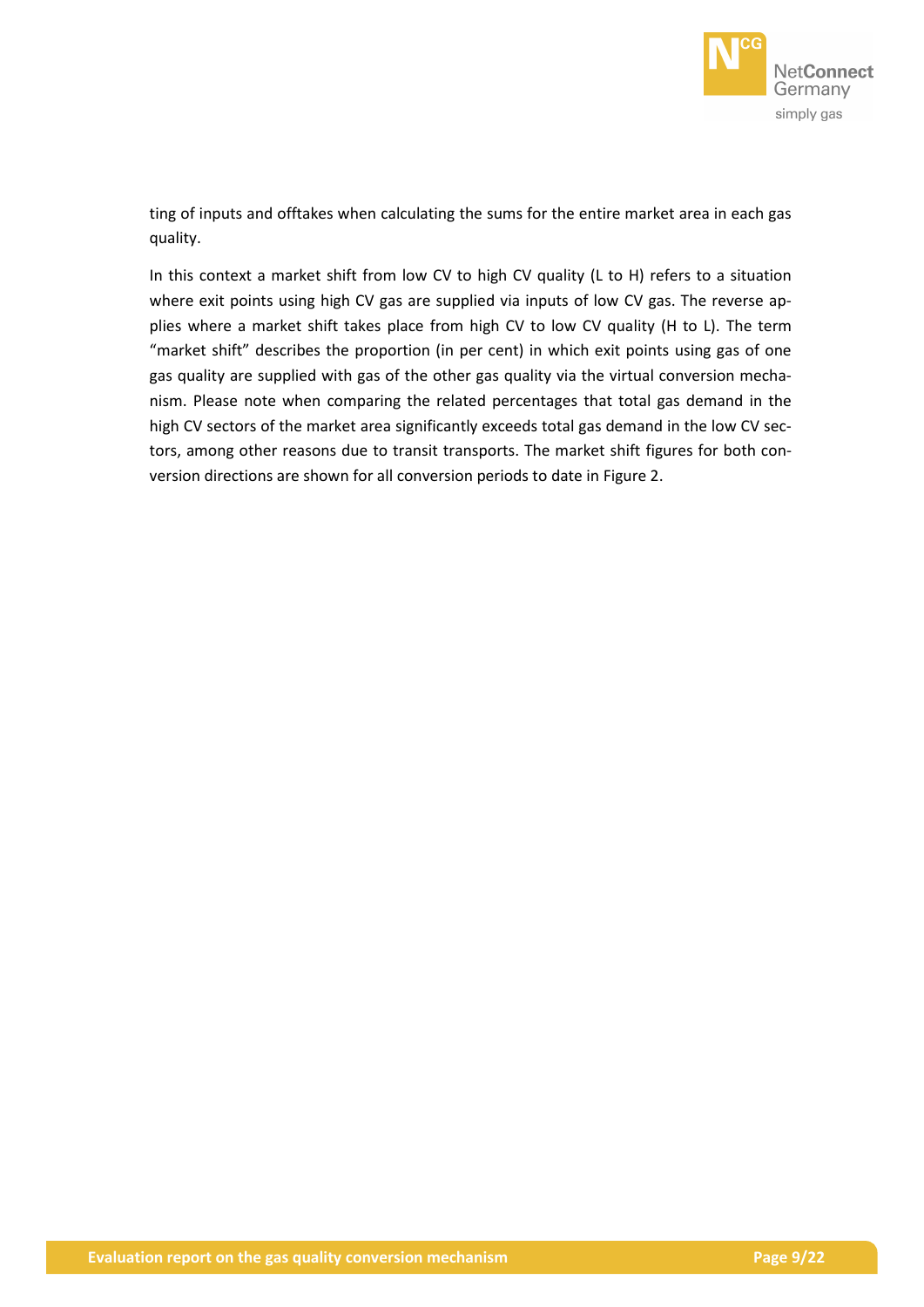ting of inputs and offtakes when calculating the sums for the entire market area in each gas quality.

In this context a market shift from low CV to high CV quality (L to H) refers to a situation where exit points using high CV gas are supplied via inputs of low CV gas. The reverse applies where a market shift takes place from high CV to low CV quality (H to L). The term "market shift" describes the proportion (in per cent) in which exit points using gas of one gas quality are supplied with gas of the other gas quality via the virtual conversion mechanism. Please note when comparing the related percentages that total gas demand in the high CV sectors of the market area significantly exceeds total gas demand in the low CV sectors, among other reasons due to transit transports. The market shift figures for both conversion directions are shown for all conversion periods to date in Figure 2.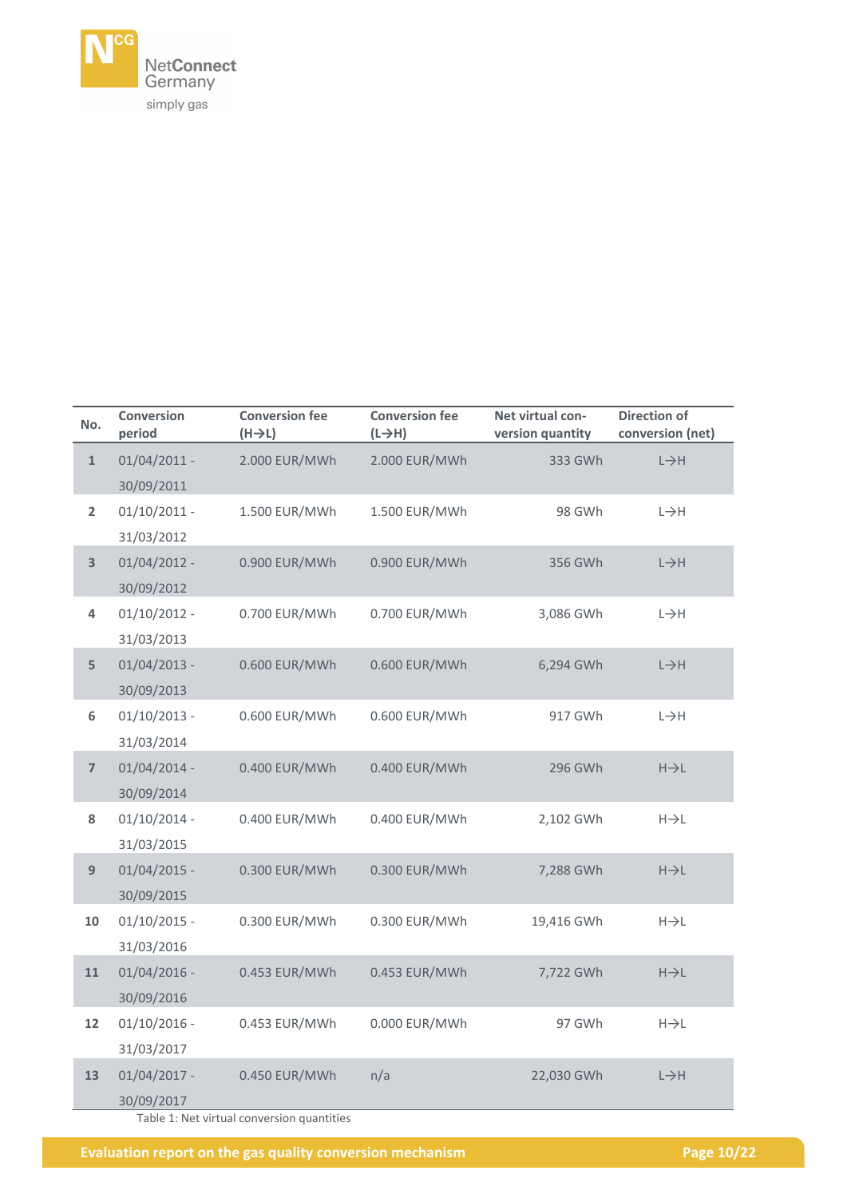| No. | Conversion period | Conversion fee (H→L) | Conversion fee (L→H) | Net virtual conversion quantity | Direction of conversion (net) |
|---|---|---|---|---|---|
| 1 | 01/04/2011 - 30/09/2011 | 2.000 EUR/MWh | 2.000 EUR/MWh | 333 GWh | L→H |
| 2 | 01/10/2011 - 31/03/2012 | 1.500 EUR/MWh | 1.500 EUR/MWh | 98 GWh | L→H |
| 3 | 01/04/2012 - 30/09/2012 | 0.900 EUR/MWh | 0.900 EUR/MWh | 356 GWh | L→H |
| 4 | 01/10/2012 - 31/03/2013 | 0.700 EUR/MWh | 0.700 EUR/MWh | 3,086 GWh | L→H |
| 5 | 01/04/2013 - 30/09/2013 | 0.600 EUR/MWh | 0.600 EUR/MWh | 6,294 GWh | L→H |
| 6 | 01/10/2013 - 31/03/2014 | 0.600 EUR/MWh | 0.600 EUR/MWh | 917 GWh | L→H |
| 7 | 01/04/2014 - 30/09/2014 | 0.400 EUR/MWh | 0.400 EUR/MWh | 296 GWh | H→L |
| 8 | 01/10/2014 - 31/03/2015 | 0.400 EUR/MWh | 0.400 EUR/MWh | 2,102 GWh | H→L |
| 9 | 01/04/2015 - 30/09/2015 | 0.300 EUR/MWh | 0.300 EUR/MWh | 7,288 GWh | H→L |
| 10 | 01/10/2015 - 31/03/2016 | 0.300 EUR/MWh | 0.300 EUR/MWh | 19,416 GWh | H→L |
| 11 | 01/04/2016 - 30/09/2016 | 0.453 EUR/MWh | 0.453 EUR/MWh | 7,722 GWh | H→L |
| 12 | 01/10/2016 - 31/03/2017 | 0.453 EUR/MWh | 0.000 EUR/MWh | 97 GWh | H→L |
| 13 | 01/04/2017 - 30/09/2017 | 0.450 EUR/MWh | n/a | 22,030 GWh | L→H |

Table 1: Net virtual conversion quantities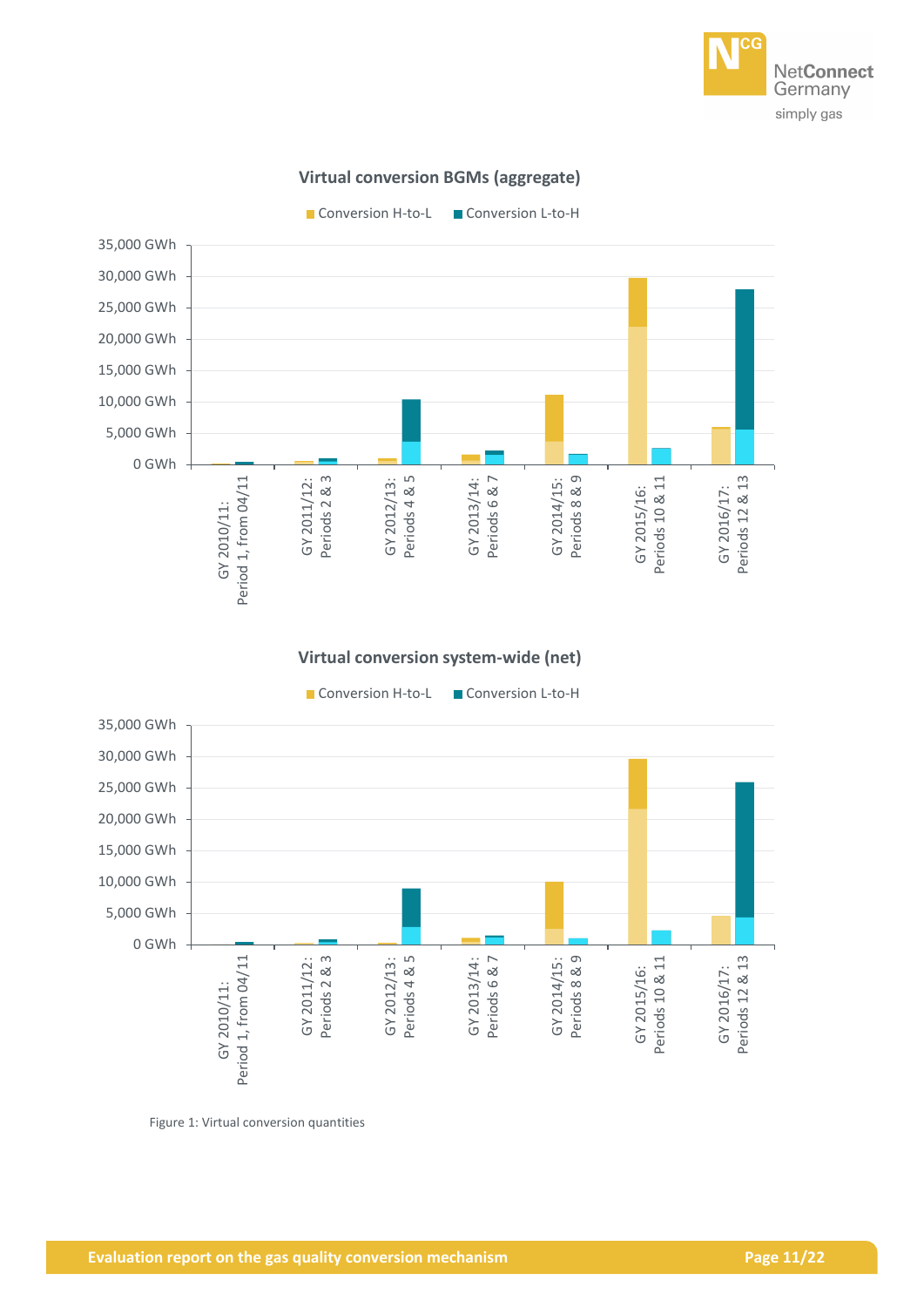**Virtual conversion BGMs (aggregate)**

Conversion H-to-L · Conversion L-to-H

**Virtual conversion system-wide (net)**

Conversion H-to-L · Conversion L-to-H

Figure 1: Virtual conversion quantities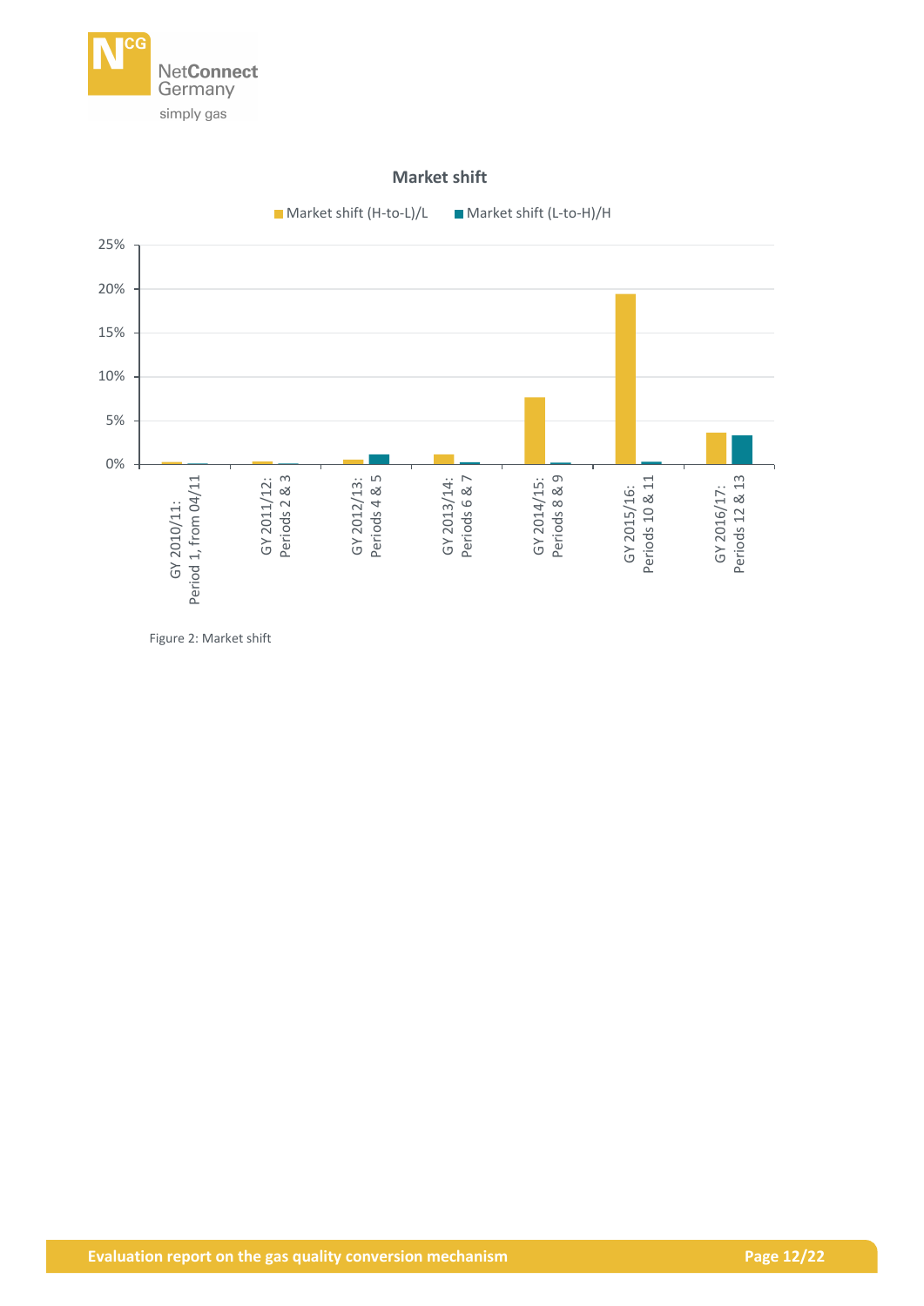**Market shift**

Market shift (H-to-L)/L | Market shift (L-to-H)/H

| | Market shift (H-to-L)/L | Market shift (L-to-H)/H |
|---|---|---|
| GY 2010/11: Period 1, from 04/11 | | |
| GY 2011/12: Periods 2 & 3 | | |
| GY 2012/13: Periods 4 & 5 | | |
| GY 2013/14: Periods 6 & 7 | | |
| GY 2014/15: Periods 8 & 9 | | |
| GY 2015/16: Periods 10 & 11 | | |
| GY 2016/17: Periods 12 & 13 | | |

Figure 2: Market shift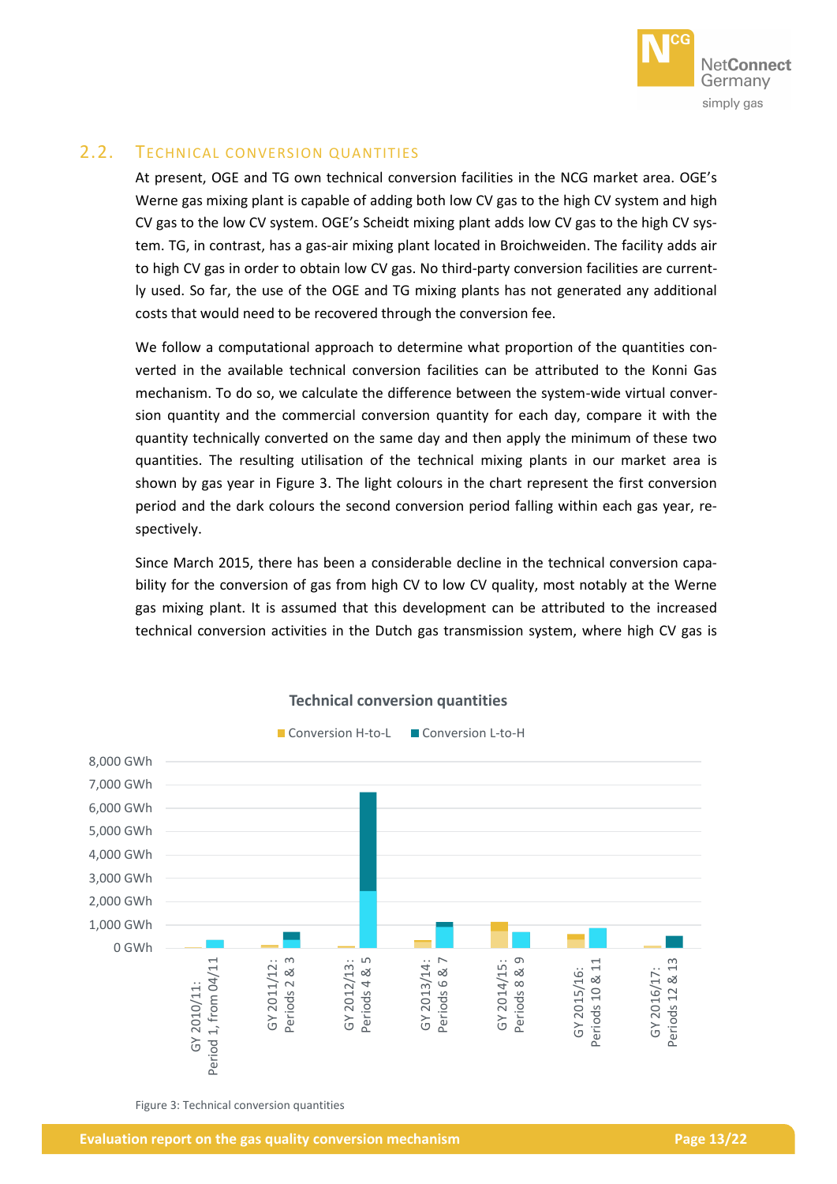## 2.2. Technical conversion quantities

At present, OGE and TG own technical conversion facilities in the NCG market area. OGE's Werne gas mixing plant is capable of adding both low CV gas to the high CV system and high CV gas to the low CV system. OGE's Scheidt mixing plant adds low CV gas to the high CV system. TG, in contrast, has a gas-air mixing plant located in Broichweiden. The facility adds air to high CV gas in order to obtain low CV gas. No third-party conversion facilities are currently used. So far, the use of the OGE and TG mixing plants has not generated any additional costs that would need to be recovered through the conversion fee.

We follow a computational approach to determine what proportion of the quantities converted in the available technical conversion facilities can be attributed to the Konni Gas mechanism. To do so, we calculate the difference between the system-wide virtual conversion quantity and the commercial conversion quantity for each day, compare it with the quantity technically converted on the same day and then apply the minimum of these two quantities. The resulting utilisation of the technical mixing plants in our market area is shown by gas year in Figure 3. The light colours in the chart represent the first conversion period and the dark colours the second conversion period falling within each gas year, respectively.

Since March 2015, there has been a considerable decline in the technical conversion capability for the conversion of gas from high CV to low CV quality, most notably at the Werne gas mixing plant. It is assumed that this development can be attributed to the increased technical conversion activities in the Dutch gas transmission system, where high CV gas is

Figure 3: Technical conversion quantities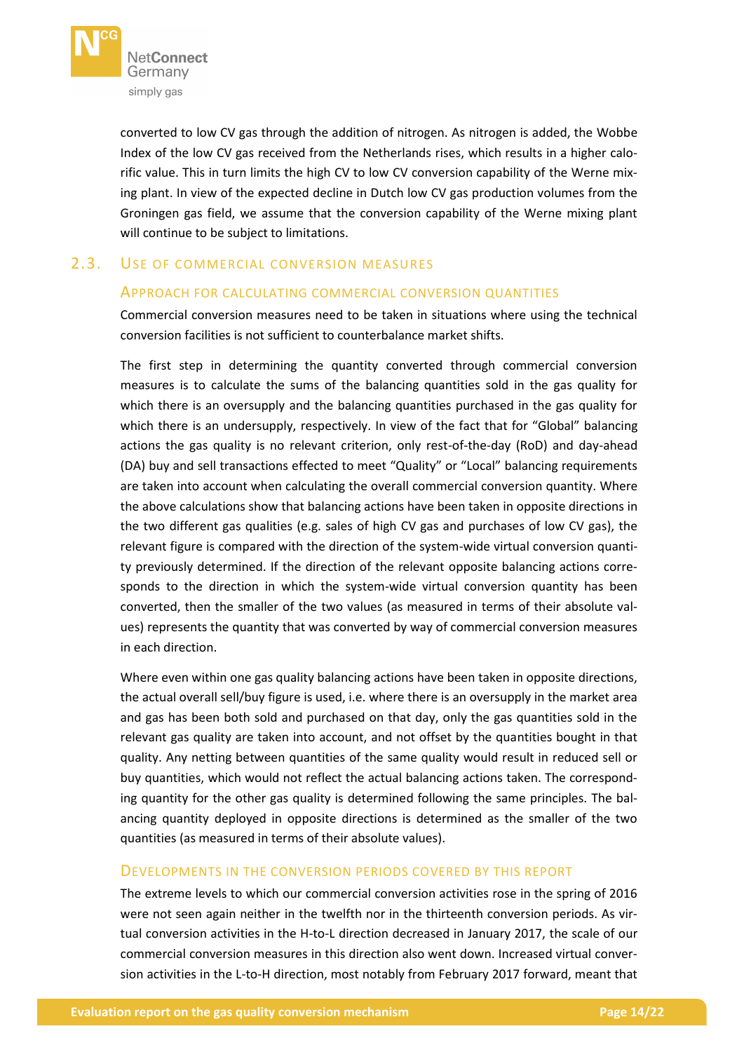converted to low CV gas through the addition of nitrogen. As nitrogen is added, the Wobbe Index of the low CV gas received from the Netherlands rises, which results in a higher calorific value. This in turn limits the high CV to low CV conversion capability of the Werne mixing plant. In view of the expected decline in Dutch low CV gas production volumes from the Groningen gas field, we assume that the conversion capability of the Werne mixing plant will continue to be subject to limitations.

## 2.3. Use of commercial conversion measures

### Approach for calculating commercial conversion quantities

Commercial conversion measures need to be taken in situations where using the technical conversion facilities is not sufficient to counterbalance market shifts.

The first step in determining the quantity converted through commercial conversion measures is to calculate the sums of the balancing quantities sold in the gas quality for which there is an oversupply and the balancing quantities purchased in the gas quality for which there is an undersupply, respectively. In view of the fact that for "Global" balancing actions the gas quality is no relevant criterion, only rest-of-the-day (RoD) and day-ahead (DA) buy and sell transactions effected to meet "Quality" or "Local" balancing requirements are taken into account when calculating the overall commercial conversion quantity. Where the above calculations show that balancing actions have been taken in opposite directions in the two different gas qualities (e.g. sales of high CV gas and purchases of low CV gas), the relevant figure is compared with the direction of the system-wide virtual conversion quantity previously determined. If the direction of the relevant opposite balancing actions corresponds to the direction in which the system-wide virtual conversion quantity has been converted, then the smaller of the two values (as measured in terms of their absolute values) represents the quantity that was converted by way of commercial conversion measures in each direction.

Where even within one gas quality balancing actions have been taken in opposite directions, the actual overall sell/buy figure is used, i.e. where there is an oversupply in the market area and gas has been both sold and purchased on that day, only the gas quantities sold in the relevant gas quality are taken into account, and not offset by the quantities bought in that quality. Any netting between quantities of the same quality would result in reduced sell or buy quantities, which would not reflect the actual balancing actions taken. The corresponding quantity for the other gas quality is determined following the same principles. The balancing quantity deployed in opposite directions is determined as the smaller of the two quantities (as measured in terms of their absolute values).

### Developments in the conversion periods covered by this report

The extreme levels to which our commercial conversion activities rose in the spring of 2016 were not seen again neither in the twelfth nor in the thirteenth conversion periods. As virtual conversion activities in the H-to-L direction decreased in January 2017, the scale of our commercial conversion measures in this direction also went down. Increased virtual conversion activities in the L-to-H direction, most notably from February 2017 forward, meant that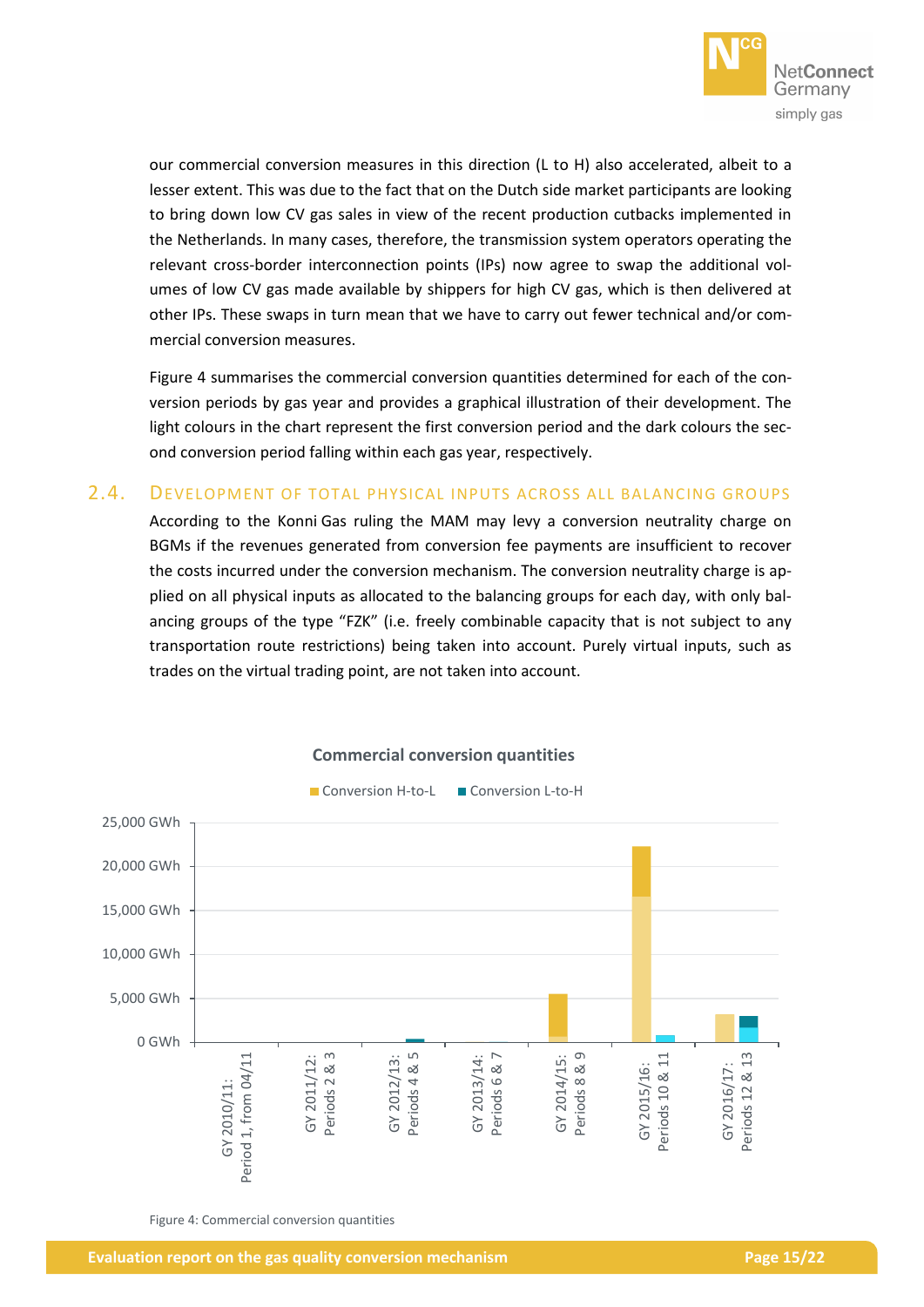our commercial conversion measures in this direction (L to H) also accelerated, albeit to a lesser extent. This was due to the fact that on the Dutch side market participants are looking to bring down low CV gas sales in view of the recent production cutbacks implemented in the Netherlands. In many cases, therefore, the transmission system operators operating the relevant cross-border interconnection points (IPs) now agree to swap the additional volumes of low CV gas made available by shippers for high CV gas, which is then delivered at other IPs. These swaps in turn mean that we have to carry out fewer technical and/or commercial conversion measures.

Figure 4 summarises the commercial conversion quantities determined for each of the conversion periods by gas year and provides a graphical illustration of their development. The light colours in the chart represent the first conversion period and the dark colours the second conversion period falling within each gas year, respectively.

## 2.4. Development of total physical inputs across all balancing groups

According to the Konni Gas ruling the MAM may levy a conversion neutrality charge on BGMs if the revenues generated from conversion fee payments are insufficient to recover the costs incurred under the conversion mechanism. The conversion neutrality charge is applied on all physical inputs as allocated to the balancing groups for each day, with only balancing groups of the type "FZK" (i.e. freely combinable capacity that is not subject to any transportation route restrictions) being taken into account. Purely virtual inputs, such as trades on the virtual trading point, are not taken into account.

**Commercial conversion quantities**

Conversion H-to-L | Conversion L-to-H

Y-axis: 0 GWh, 5,000 GWh, 10,000 GWh, 15,000 GWh, 20,000 GWh, 25,000 GWh

X-axis: GY 2010/11: Period 1, from 04/11; GY 2011/12: Periods 2 & 3; GY 2012/13: Periods 4 & 5; GY 2013/14: Periods 6 & 7; GY 2014/15: Periods 8 & 9; GY 2015/16: Periods 10 & 11; GY 2016/17: Periods 12 & 13

Figure 4: Commercial conversion quantities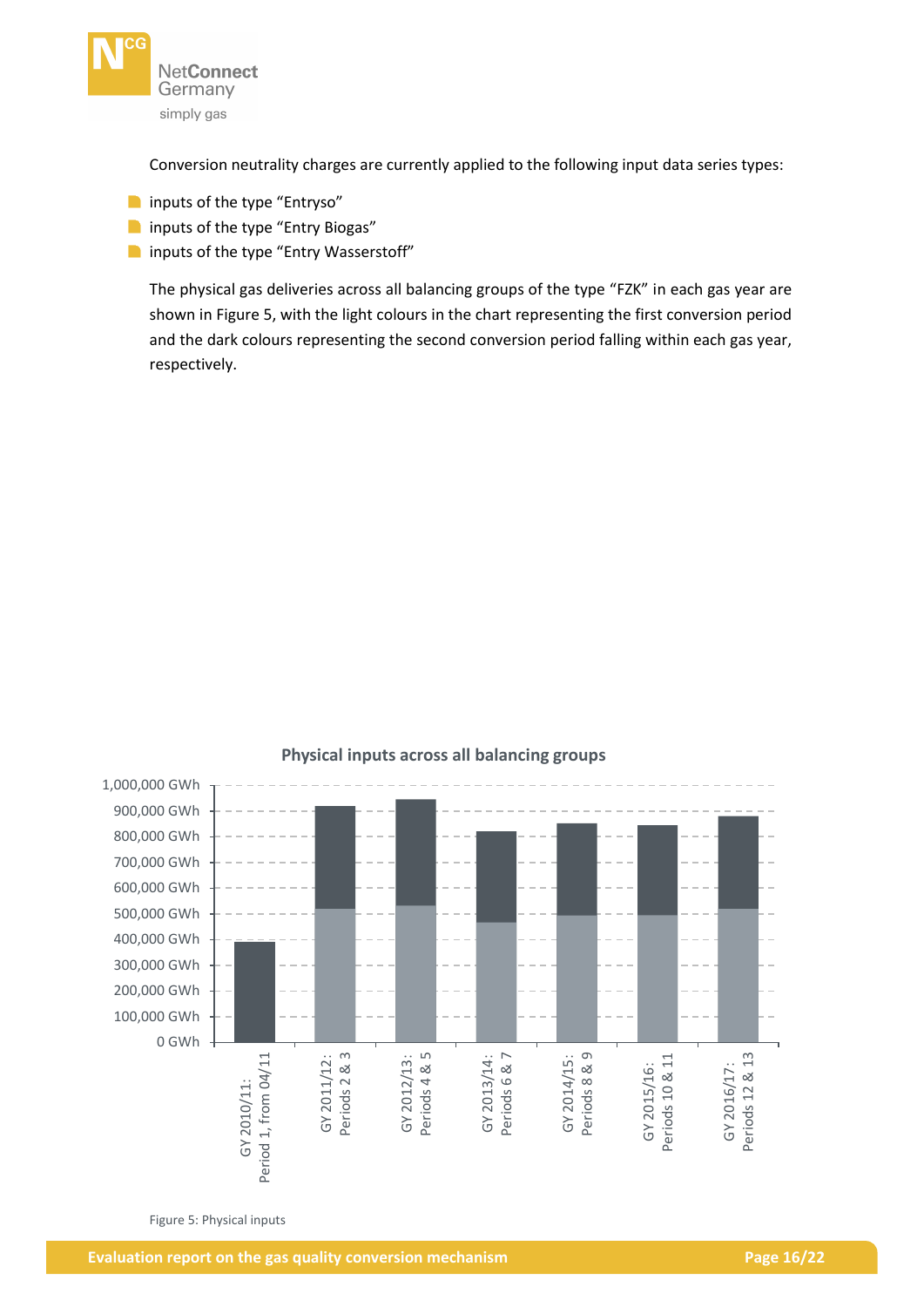Conversion neutrality charges are currently applied to the following input data series types:

- inputs of the type “Entryso”
- inputs of the type “Entry Biogas”
- inputs of the type “Entry Wasserstoff”

The physical gas deliveries across all balancing groups of the type “FZK” in each gas year are shown in Figure 5, with the light colours in the chart representing the first conversion period and the dark colours representing the second conversion period falling within each gas year, respectively.

**Physical inputs across all balancing groups**

Figure 5: Physical inputs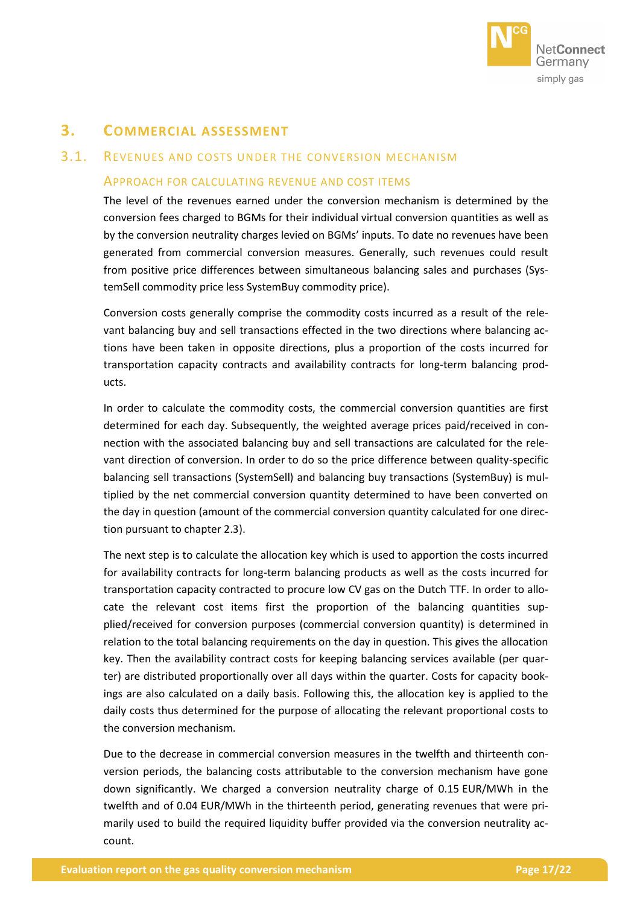# 3. Commercial assessment

## 3.1. Revenues and costs under the conversion mechanism

### Approach for calculating revenue and cost items

The level of the revenues earned under the conversion mechanism is determined by the conversion fees charged to BGMs for their individual virtual conversion quantities as well as by the conversion neutrality charges levied on BGMs' inputs. To date no revenues have been generated from commercial conversion measures. Generally, such revenues could result from positive price differences between simultaneous balancing sales and purchases (SystemSell commodity price less SystemBuy commodity price).

Conversion costs generally comprise the commodity costs incurred as a result of the relevant balancing buy and sell transactions effected in the two directions where balancing actions have been taken in opposite directions, plus a proportion of the costs incurred for transportation capacity contracts and availability contracts for long-term balancing products.

In order to calculate the commodity costs, the commercial conversion quantities are first determined for each day. Subsequently, the weighted average prices paid/received in connection with the associated balancing buy and sell transactions are calculated for the relevant direction of conversion. In order to do so the price difference between quality-specific balancing sell transactions (SystemSell) and balancing buy transactions (SystemBuy) is multiplied by the net commercial conversion quantity determined to have been converted on the day in question (amount of the commercial conversion quantity calculated for one direction pursuant to chapter 2.3).

The next step is to calculate the allocation key which is used to apportion the costs incurred for availability contracts for long-term balancing products as well as the costs incurred for transportation capacity contracted to procure low CV gas on the Dutch TTF. In order to allocate the relevant cost items first the proportion of the balancing quantities supplied/received for conversion purposes (commercial conversion quantity) is determined in relation to the total balancing requirements on the day in question. This gives the allocation key. Then the availability contract costs for keeping balancing services available (per quarter) are distributed proportionally over all days within the quarter. Costs for capacity bookings are also calculated on a daily basis. Following this, the allocation key is applied to the daily costs thus determined for the purpose of allocating the relevant proportional costs to the conversion mechanism.

Due to the decrease in commercial conversion measures in the twelfth and thirteenth conversion periods, the balancing costs attributable to the conversion mechanism have gone down significantly. We charged a conversion neutrality charge of 0.15 EUR/MWh in the twelfth and of 0.04 EUR/MWh in the thirteenth period, generating revenues that were primarily used to build the required liquidity buffer provided via the conversion neutrality account.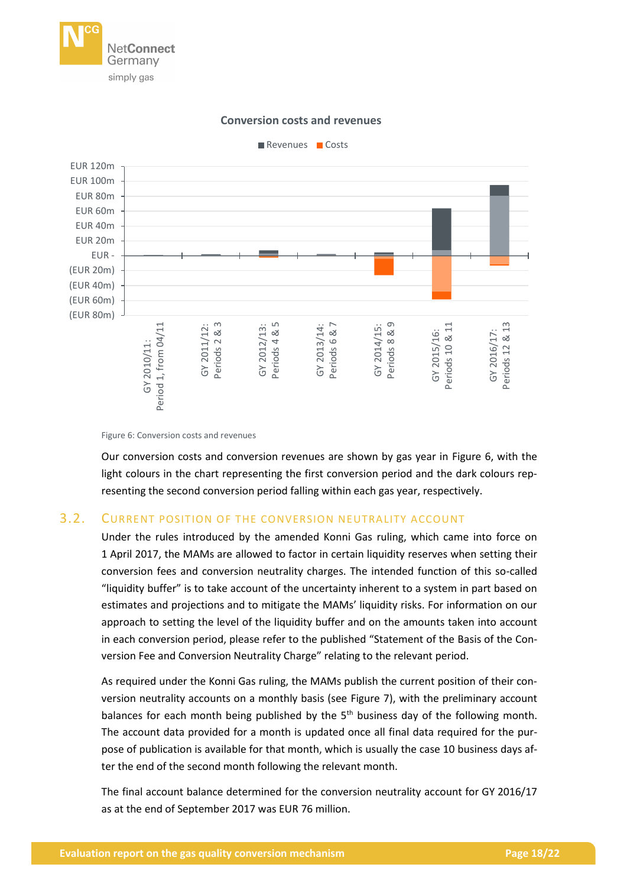Figure 6: Conversion costs and revenues

Our conversion costs and conversion revenues are shown by gas year in Figure 6, with the light colours in the chart representing the first conversion period and the dark colours representing the second conversion period falling within each gas year, respectively.

## 3.2. Current position of the conversion neutrality account

Under the rules introduced by the amended Konni Gas ruling, which came into force on 1 April 2017, the MAMs are allowed to factor in certain liquidity reserves when setting their conversion fees and conversion neutrality charges. The intended function of this so-called "liquidity buffer" is to take account of the uncertainty inherent to a system in part based on estimates and projections and to mitigate the MAMs' liquidity risks. For information on our approach to setting the level of the liquidity buffer and on the amounts taken into account in each conversion period, please refer to the published "Statement of the Basis of the Conversion Fee and Conversion Neutrality Charge" relating to the relevant period.

As required under the Konni Gas ruling, the MAMs publish the current position of their conversion neutrality accounts on a monthly basis (see Figure 7), with the preliminary account balances for each month being published by the 5th business day of the following month. The account data provided for a month is updated once all final data required for the purpose of publication is available for that month, which is usually the case 10 business days after the end of the second month following the relevant month.

The final account balance determined for the conversion neutrality account for GY 2016/17 as at the end of September 2017 was EUR 76 million.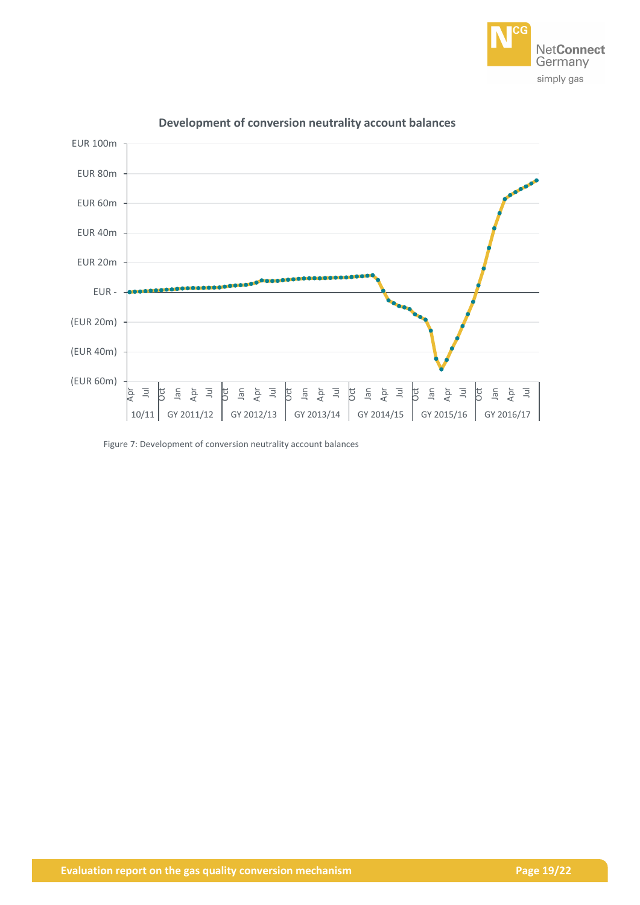Figure 7: Development of conversion neutrality account balances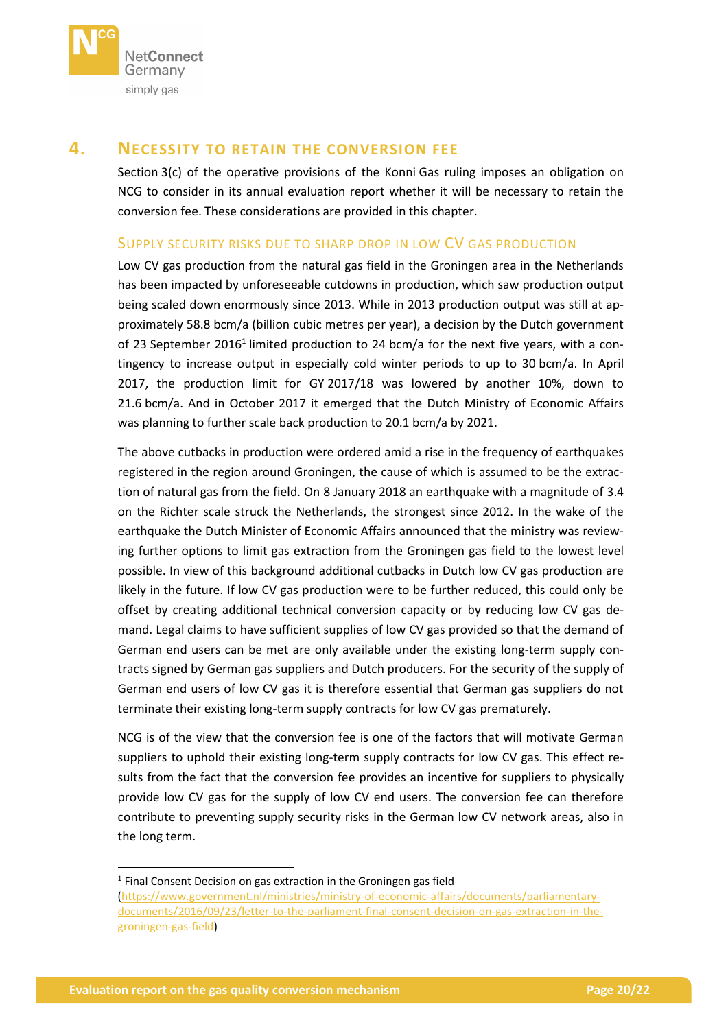# 4. NECESSITY TO RETAIN THE CONVERSION FEE

Section 3(c) of the operative provisions of the Konni Gas ruling imposes an obligation on NCG to consider in its annual evaluation report whether it will be necessary to retain the conversion fee. These considerations are provided in this chapter.

## SUPPLY SECURITY RISKS DUE TO SHARP DROP IN LOW CV GAS PRODUCTION

Low CV gas production from the natural gas field in the Groningen area in the Netherlands has been impacted by unforeseeable cutdowns in production, which saw production output being scaled down enormously since 2013. While in 2013 production output was still at approximately 58.8 bcm/a (billion cubic metres per year), a decision by the Dutch government of 23 September 2016[1] limited production to 24 bcm/a for the next five years, with a contingency to increase output in especially cold winter periods to up to 30 bcm/a. In April 2017, the production limit for GY 2017/18 was lowered by another 10%, down to 21.6 bcm/a. And in October 2017 it emerged that the Dutch Ministry of Economic Affairs was planning to further scale back production to 20.1 bcm/a by 2021.

The above cutbacks in production were ordered amid a rise in the frequency of earthquakes registered in the region around Groningen, the cause of which is assumed to be the extraction of natural gas from the field. On 8 January 2018 an earthquake with a magnitude of 3.4 on the Richter scale struck the Netherlands, the strongest since 2012. In the wake of the earthquake the Dutch Minister of Economic Affairs announced that the ministry was reviewing further options to limit gas extraction from the Groningen gas field to the lowest level possible. In view of this background additional cutbacks in Dutch low CV gas production are likely in the future. If low CV gas production were to be further reduced, this could only be offset by creating additional technical conversion capacity or by reducing low CV gas demand. Legal claims to have sufficient supplies of low CV gas provided so that the demand of German end users can be met are only available under the existing long-term supply contracts signed by German gas suppliers and Dutch producers. For the security of the supply of German end users of low CV gas it is therefore essential that German gas suppliers do not terminate their existing long-term supply contracts for low CV gas prematurely.

NCG is of the view that the conversion fee is one of the factors that will motivate German suppliers to uphold their existing long-term supply contracts for low CV gas. This effect results from the fact that the conversion fee provides an incentive for suppliers to physically provide low CV gas for the supply of low CV end users. The conversion fee can therefore contribute to preventing supply security risks in the German low CV network areas, also in the long term.

---

[1] Final Consent Decision on gas extraction in the Groningen gas field (https://www.government.nl/ministries/ministry-of-economic-affairs/documents/parliamentary-documents/2016/09/23/letter-to-the-parliament-final-consent-decision-on-gas-extraction-in-the-groningen-gas-field)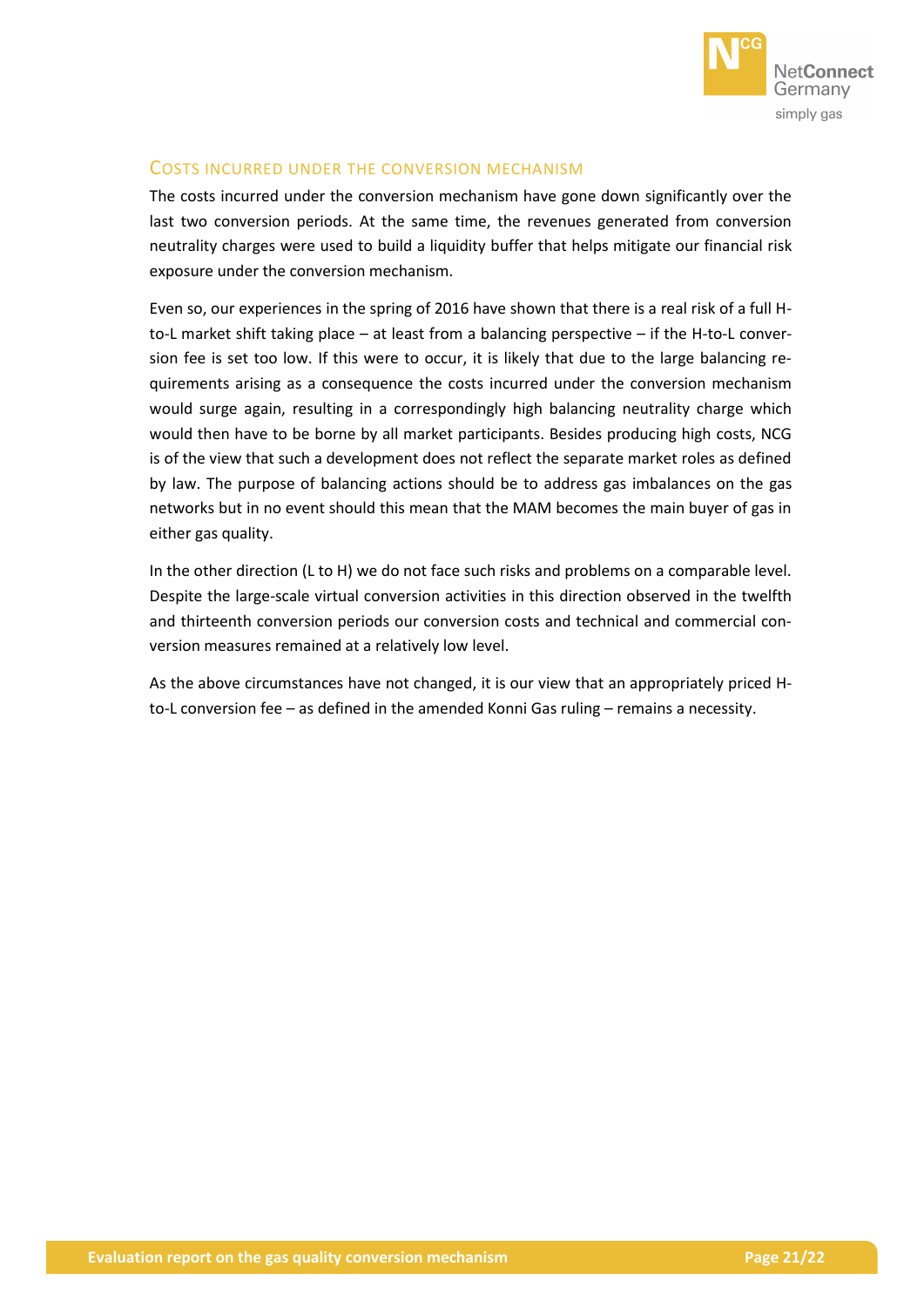## Costs incurred under the conversion mechanism

The costs incurred under the conversion mechanism have gone down significantly over the last two conversion periods. At the same time, the revenues generated from conversion neutrality charges were used to build a liquidity buffer that helps mitigate our financial risk exposure under the conversion mechanism.

Even so, our experiences in the spring of 2016 have shown that there is a real risk of a full H-to-L market shift taking place – at least from a balancing perspective – if the H-to-L conversion fee is set too low. If this were to occur, it is likely that due to the large balancing requirements arising as a consequence the costs incurred under the conversion mechanism would surge again, resulting in a correspondingly high balancing neutrality charge which would then have to be borne by all market participants. Besides producing high costs, NCG is of the view that such a development does not reflect the separate market roles as defined by law. The purpose of balancing actions should be to address gas imbalances on the gas networks but in no event should this mean that the MAM becomes the main buyer of gas in either gas quality.

In the other direction (L to H) we do not face such risks and problems on a comparable level. Despite the large-scale virtual conversion activities in this direction observed in the twelfth and thirteenth conversion periods our conversion costs and technical and commercial conversion measures remained at a relatively low level.

As the above circumstances have not changed, it is our view that an appropriately priced H-to-L conversion fee – as defined in the amended Konni Gas ruling – remains a necessity.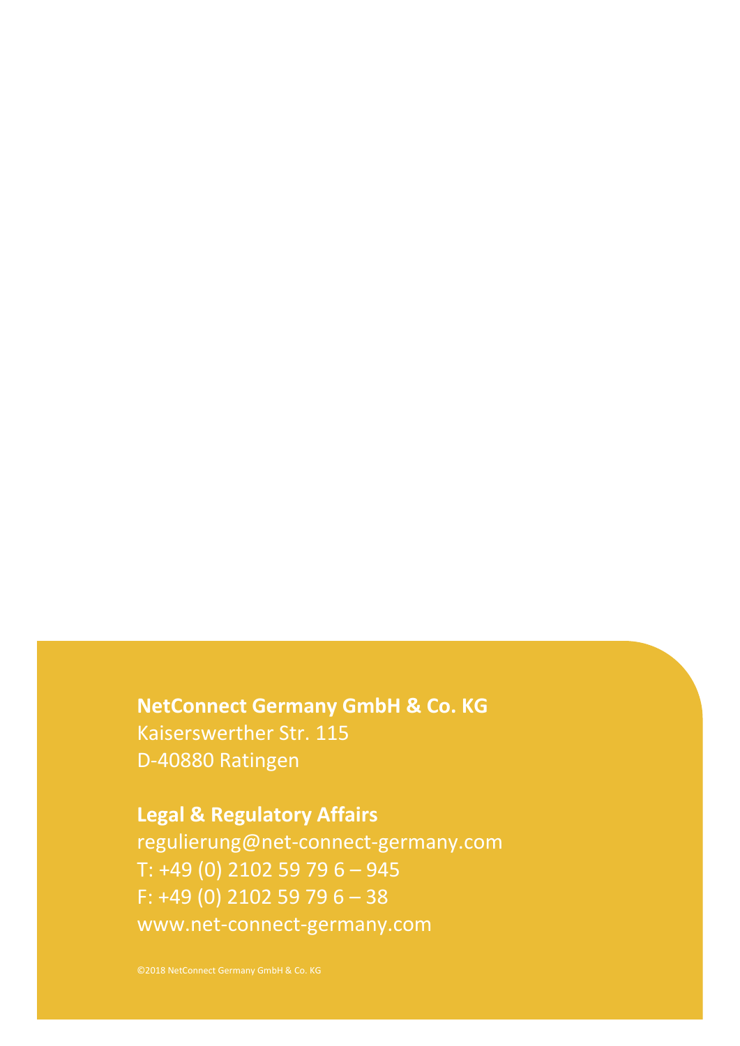**NetConnect Germany GmbH & Co. KG**
Kaiserswerther Str. 115
D-40880 Ratingen

**Legal & Regulatory Affairs**
regulierung@net-connect-germany.com
T: +49 (0) 2102 59 79 6 – 945
F: +49 (0) 2102 59 79 6 – 38
www.net-connect-germany.com

©2018 NetConnect Germany GmbH & Co. KG